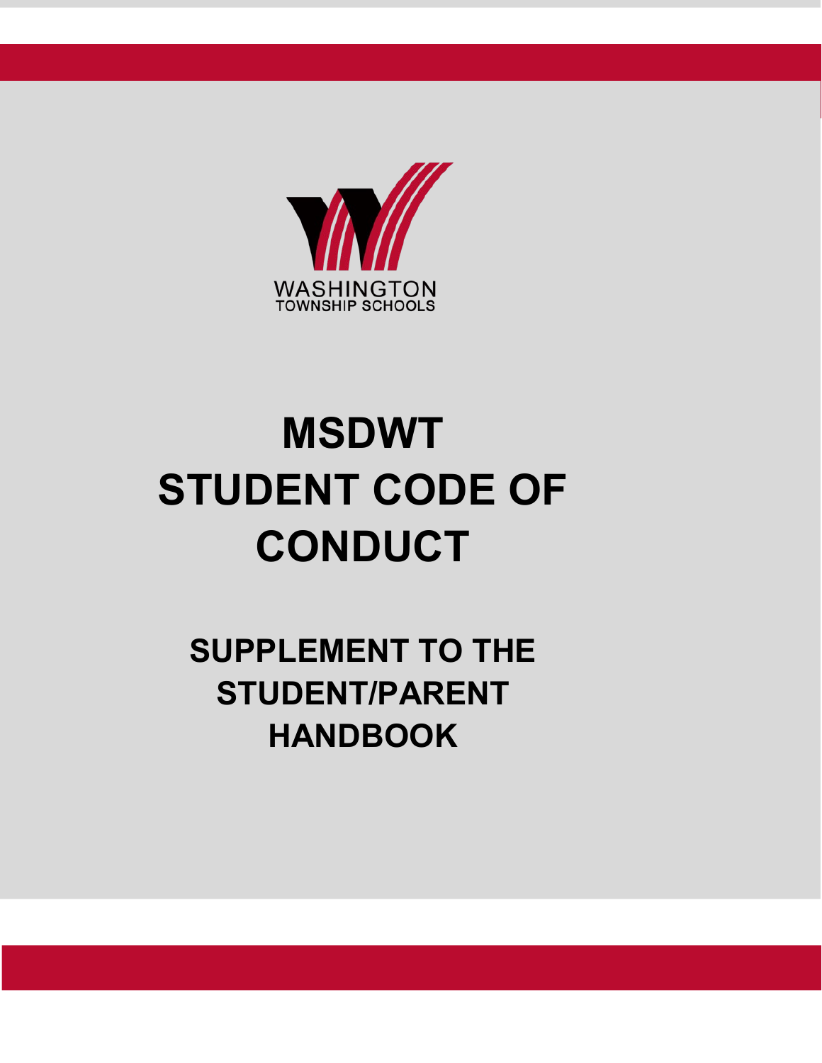WASHINGTON
TOWNSHIP SCHOOLS

# MSDWT STUDENT CODE OF CONDUCT

## SUPPLEMENT TO THE STUDENT/PARENT HANDBOOK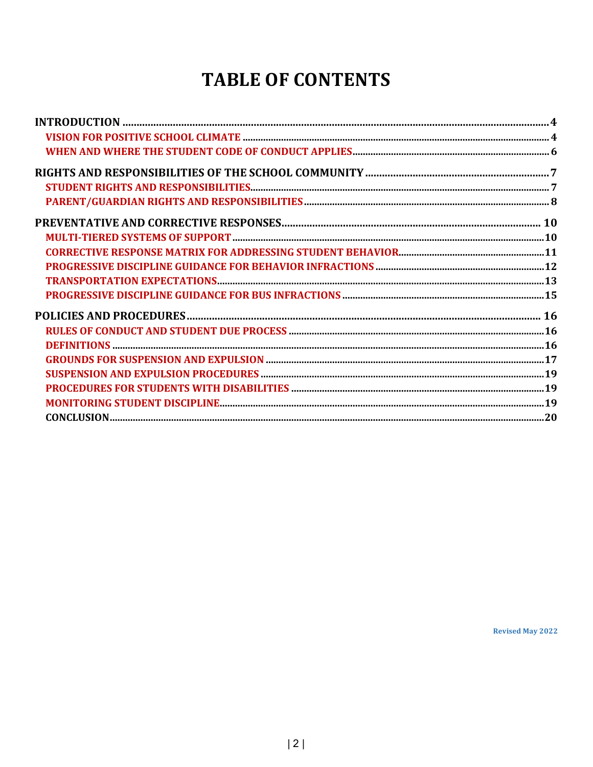# TABLE OF CONTENTS

**INTRODUCTION** ..... 4
- **VISION FOR POSITIVE SCHOOL CLIMATE** ..... 4
- **WHEN AND WHERE THE STUDENT CODE OF CONDUCT APPLIES** ..... 6

**RIGHTS AND RESPONSIBILITIES OF THE SCHOOL COMMUNITY** ..... 7
- **STUDENT RIGHTS AND RESPONSIBILITIES** ..... 7
- **PARENT/GUARDIAN RIGHTS AND RESPONSIBILITIES** ..... 8

**PREVENTATIVE AND CORRECTIVE RESPONSES** ..... 10
- **MULTI-TIERED SYSTEMS OF SUPPORT** ..... 10
- **CORRECTIVE RESPONSE MATRIX FOR ADDRESSING STUDENT BEHAVIOR** ..... 11
- **PROGRESSIVE DISCIPLINE GUIDANCE FOR BEHAVIOR INFRACTIONS** ..... 12
- **TRANSPORTATION EXPECTATIONS** ..... 13
- **PROGRESSIVE DISCIPLINE GUIDANCE FOR BUS INFRACTIONS** ..... 15

**POLICIES AND PROCEDURES** ..... 16
- **RULES OF CONDUCT AND STUDENT DUE PROCESS** ..... 16
- **DEFINITIONS** ..... 16
- **GROUNDS FOR SUSPENSION AND EXPULSION** ..... 17
- **SUSPENSION AND EXPULSION PROCEDURES** ..... 19
- **PROCEDURES FOR STUDENTS WITH DISABILITIES** ..... 19
- **MONITORING STUDENT DISCIPLINE** ..... 19
- **CONCLUSION** ..... 20

**Revised May 2022**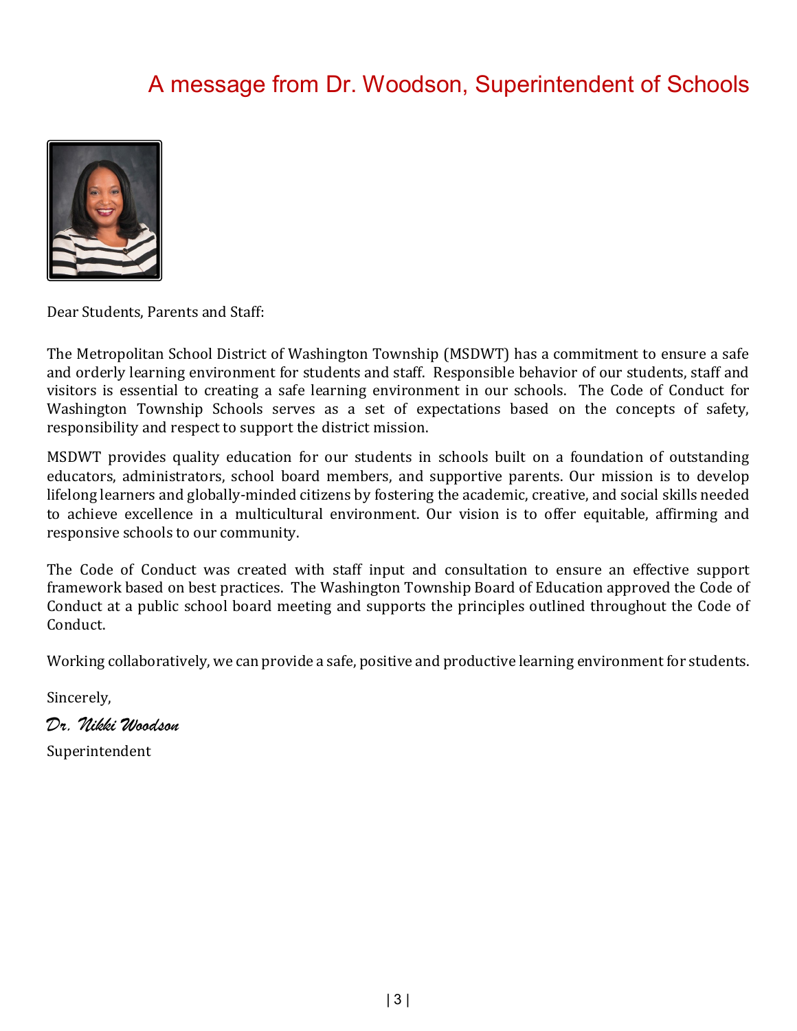# A message from Dr. Woodson, Superintendent of Schools

Dear Students, Parents and Staff:

The Metropolitan School District of Washington Township (MSDWT) has a commitment to ensure a safe and orderly learning environment for students and staff. Responsible behavior of our students, staff and visitors is essential to creating a safe learning environment in our schools. The Code of Conduct for Washington Township Schools serves as a set of expectations based on the concepts of safety, responsibility and respect to support the district mission.

MSDWT provides quality education for our students in schools built on a foundation of outstanding educators, administrators, school board members, and supportive parents. Our mission is to develop lifelong learners and globally-minded citizens by fostering the academic, creative, and social skills needed to achieve excellence in a multicultural environment. Our vision is to offer equitable, affirming and responsive schools to our community.

The Code of Conduct was created with staff input and consultation to ensure an effective support framework based on best practices. The Washington Township Board of Education approved the Code of Conduct at a public school board meeting and supports the principles outlined throughout the Code of Conduct.

Working collaboratively, we can provide a safe, positive and productive learning environment for students.

Sincerely,

*Dr. Nikki Woodson*

Superintendent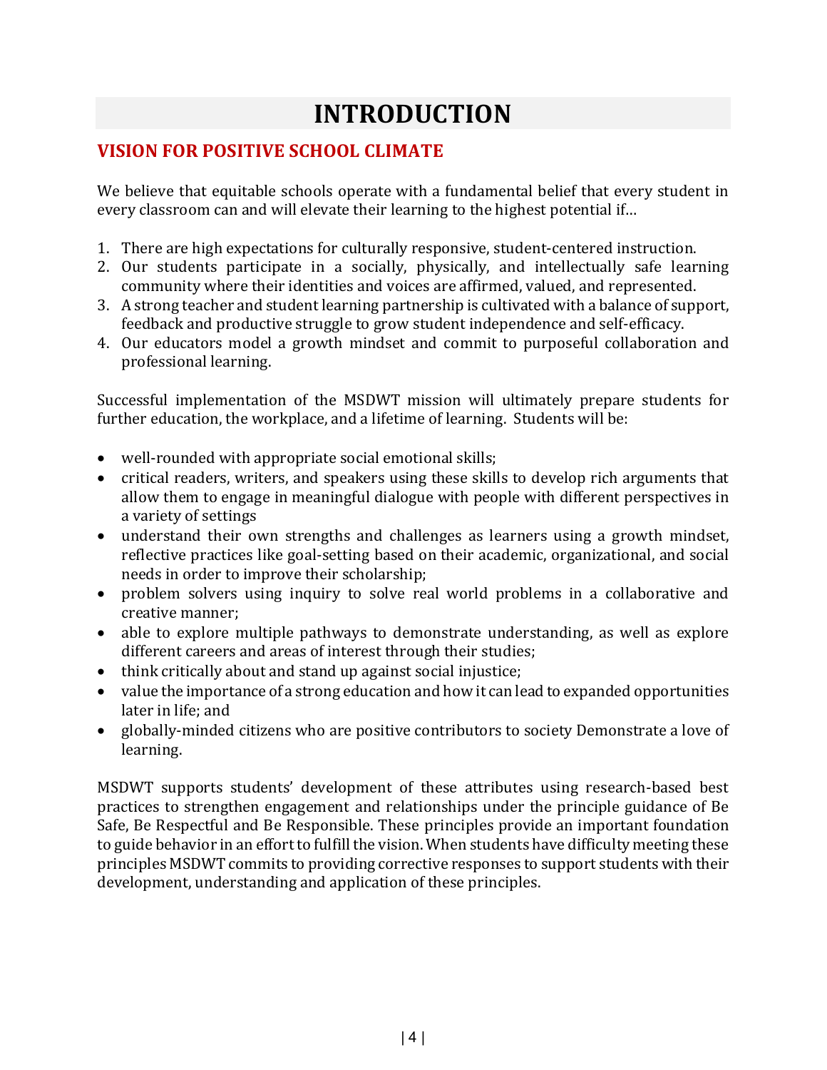# INTRODUCTION

## VISION FOR POSITIVE SCHOOL CLIMATE

We believe that equitable schools operate with a fundamental belief that every student in every classroom can and will elevate their learning to the highest potential if…

1. There are high expectations for culturally responsive, student-centered instruction.
2. Our students participate in a socially, physically, and intellectually safe learning community where their identities and voices are affirmed, valued, and represented.
3. A strong teacher and student learning partnership is cultivated with a balance of support, feedback and productive struggle to grow student independence and self-efficacy.
4. Our educators model a growth mindset and commit to purposeful collaboration and professional learning.

Successful implementation of the MSDWT mission will ultimately prepare students for further education, the workplace, and a lifetime of learning. Students will be:

- well-rounded with appropriate social emotional skills;
- critical readers, writers, and speakers using these skills to develop rich arguments that allow them to engage in meaningful dialogue with people with different perspectives in a variety of settings
- understand their own strengths and challenges as learners using a growth mindset, reflective practices like goal-setting based on their academic, organizational, and social needs in order to improve their scholarship;
- problem solvers using inquiry to solve real world problems in a collaborative and creative manner;
- able to explore multiple pathways to demonstrate understanding, as well as explore different careers and areas of interest through their studies;
- think critically about and stand up against social injustice;
- value the importance of a strong education and how it can lead to expanded opportunities later in life; and
- globally-minded citizens who are positive contributors to society Demonstrate a love of learning.

MSDWT supports students' development of these attributes using research-based best practices to strengthen engagement and relationships under the principle guidance of Be Safe, Be Respectful and Be Responsible. These principles provide an important foundation to guide behavior in an effort to fulfill the vision. When students have difficulty meeting these principles MSDWT commits to providing corrective responses to support students with their development, understanding and application of these principles.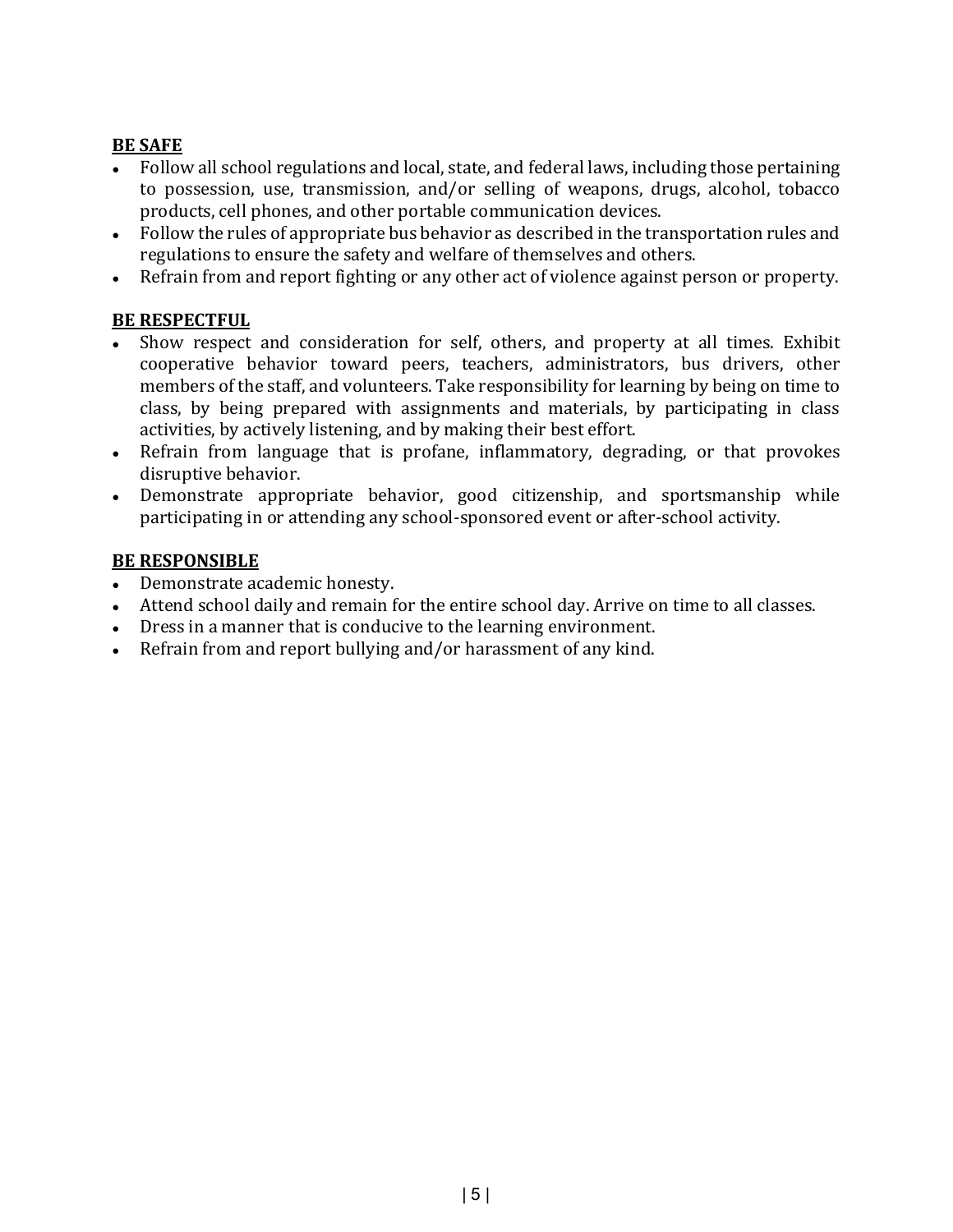**BE SAFE**

- Follow all school regulations and local, state, and federal laws, including those pertaining to possession, use, transmission, and/or selling of weapons, drugs, alcohol, tobacco products, cell phones, and other portable communication devices.
- Follow the rules of appropriate bus behavior as described in the transportation rules and regulations to ensure the safety and welfare of themselves and others.
- Refrain from and report fighting or any other act of violence against person or property.

**BE RESPECTFUL**

- Show respect and consideration for self, others, and property at all times. Exhibit cooperative behavior toward peers, teachers, administrators, bus drivers, other members of the staff, and volunteers. Take responsibility for learning by being on time to class, by being prepared with assignments and materials, by participating in class activities, by actively listening, and by making their best effort.
- Refrain from language that is profane, inflammatory, degrading, or that provokes disruptive behavior.
- Demonstrate appropriate behavior, good citizenship, and sportsmanship while participating in or attending any school-sponsored event or after-school activity.

**BE RESPONSIBLE**

- Demonstrate academic honesty.
- Attend school daily and remain for the entire school day. Arrive on time to all classes.
- Dress in a manner that is conducive to the learning environment.
- Refrain from and report bullying and/or harassment of any kind.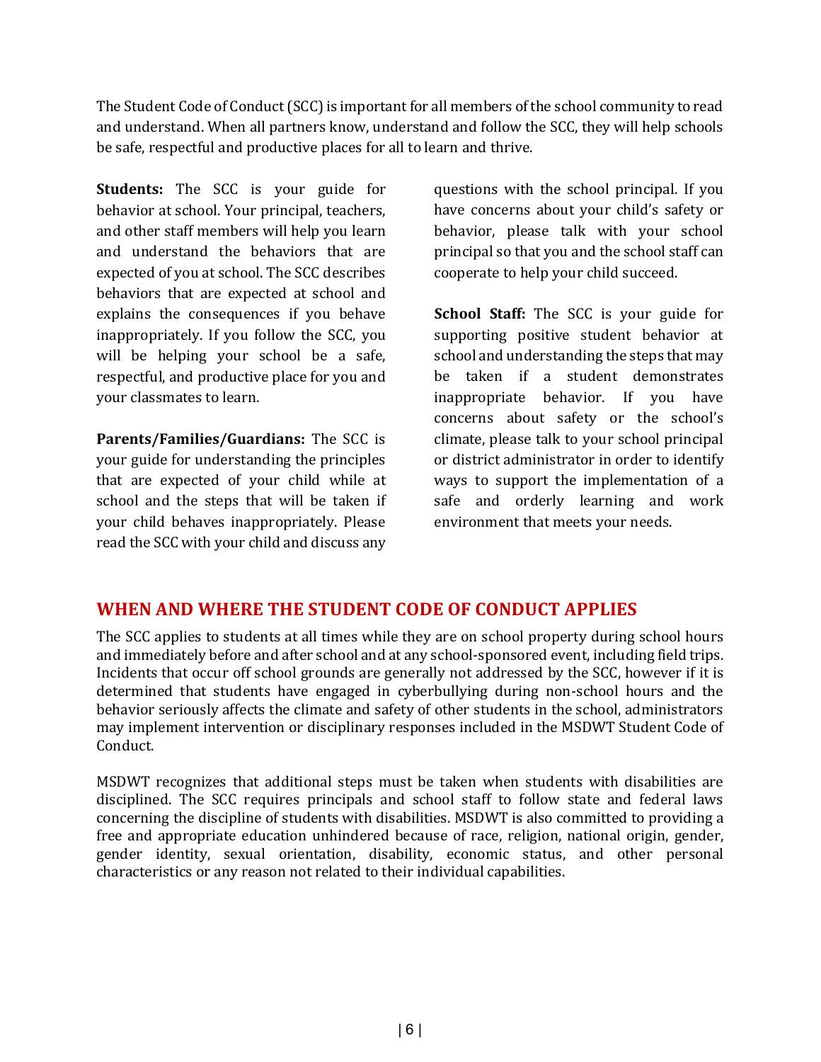The Student Code of Conduct (SCC) is important for all members of the school community to read and understand. When all partners know, understand and follow the SCC, they will help schools be safe, respectful and productive places for all to learn and thrive.

**Students:** The SCC is your guide for behavior at school. Your principal, teachers, and other staff members will help you learn and understand the behaviors that are expected of you at school. The SCC describes behaviors that are expected at school and explains the consequences if you behave inappropriately. If you follow the SCC, you will be helping your school be a safe, respectful, and productive place for you and your classmates to learn.

**Parents/Families/Guardians:** The SCC is your guide for understanding the principles that are expected of your child while at school and the steps that will be taken if your child behaves inappropriately. Please read the SCC with your child and discuss any questions with the school principal. If you have concerns about your child's safety or behavior, please talk with your school principal so that you and the school staff can cooperate to help your child succeed.

**School Staff:** The SCC is your guide for supporting positive student behavior at school and understanding the steps that may be taken if a student demonstrates inappropriate behavior. If you have concerns about safety or the school's climate, please talk to your school principal or district administrator in order to identify ways to support the implementation of a safe and orderly learning and work environment that meets your needs.

## WHEN AND WHERE THE STUDENT CODE OF CONDUCT APPLIES

The SCC applies to students at all times while they are on school property during school hours and immediately before and after school and at any school-sponsored event, including field trips. Incidents that occur off school grounds are generally not addressed by the SCC, however if it is determined that students have engaged in cyberbullying during non-school hours and the behavior seriously affects the climate and safety of other students in the school, administrators may implement intervention or disciplinary responses included in the MSDWT Student Code of Conduct.

MSDWT recognizes that additional steps must be taken when students with disabilities are disciplined. The SCC requires principals and school staff to follow state and federal laws concerning the discipline of students with disabilities. MSDWT is also committed to providing a free and appropriate education unhindered because of race, religion, national origin, gender, gender identity, sexual orientation, disability, economic status, and other personal characteristics or any reason not related to their individual capabilities.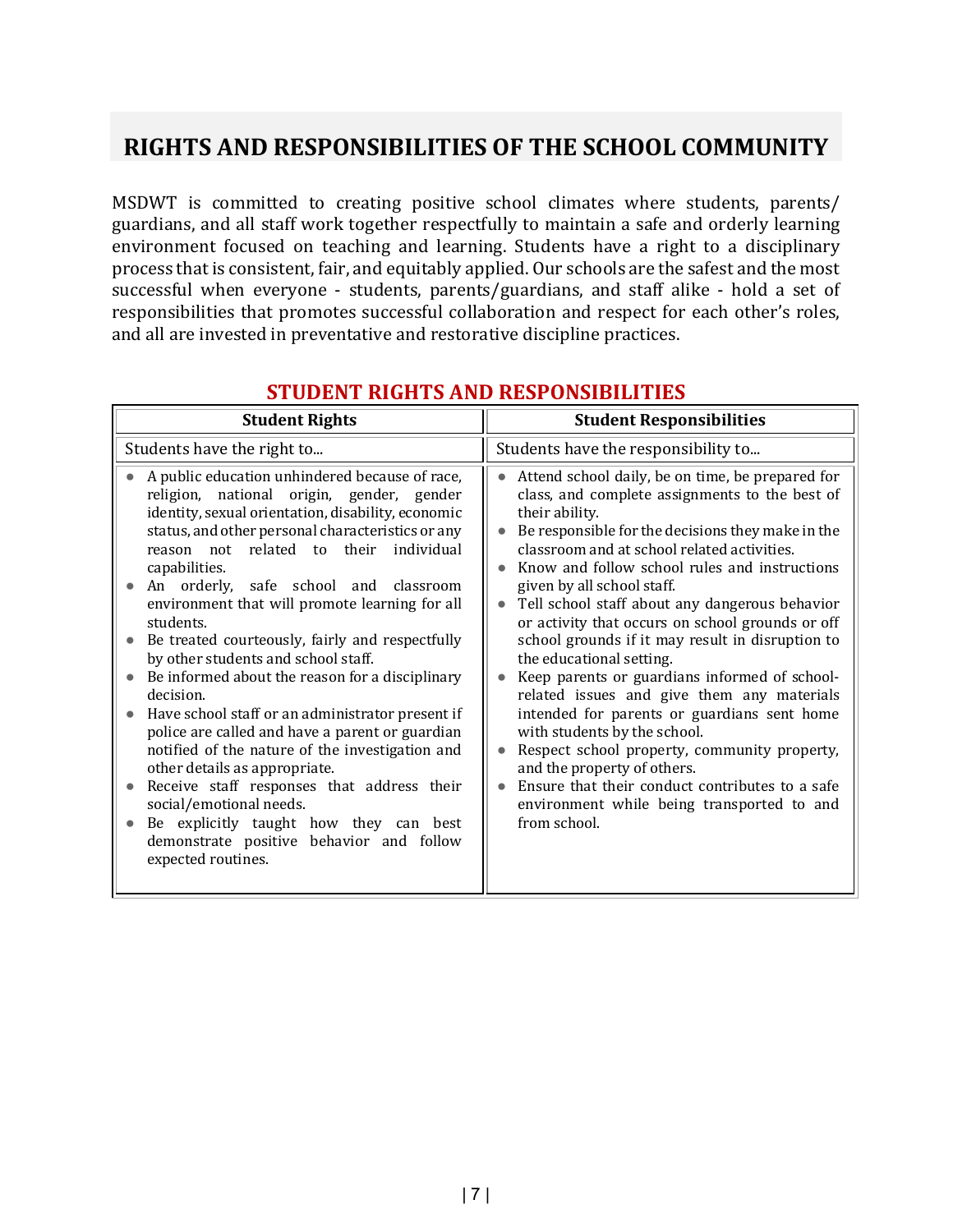# RIGHTS AND RESPONSIBILITIES OF THE SCHOOL COMMUNITY

MSDWT is committed to creating positive school climates where students, parents/ guardians, and all staff work together respectfully to maintain a safe and orderly learning environment focused on teaching and learning. Students have a right to a disciplinary process that is consistent, fair, and equitably applied. Our schools are the safest and the most successful when everyone - students, parents/guardians, and staff alike - hold a set of responsibilities that promotes successful collaboration and respect for each other's roles, and all are invested in preventative and restorative discipline practices.

## STUDENT RIGHTS AND RESPONSIBILITIES

| Student Rights | Student Responsibilities |
|---|---|
| Students have the right to... | Students have the responsibility to... |
| • A public education unhindered because of race, religion, national origin, gender, gender identity, sexual orientation, disability, economic status, and other personal characteristics or any reason not related to their individual capabilities.<br>• An orderly, safe school and classroom environment that will promote learning for all students.<br>• Be treated courteously, fairly and respectfully by other students and school staff.<br>• Be informed about the reason for a disciplinary decision.<br>• Have school staff or an administrator present if police are called and have a parent or guardian notified of the nature of the investigation and other details as appropriate.<br>• Receive staff responses that address their social/emotional needs.<br>• Be explicitly taught how they can best demonstrate positive behavior and follow expected routines. | • Attend school daily, be on time, be prepared for class, and complete assignments to the best of their ability.<br>• Be responsible for the decisions they make in the classroom and at school related activities.<br>• Know and follow school rules and instructions given by all school staff.<br>• Tell school staff about any dangerous behavior or activity that occurs on school grounds or off school grounds if it may result in disruption to the educational setting.<br>• Keep parents or guardians informed of school-related issues and give them any materials intended for parents or guardians sent home with students by the school.<br>• Respect school property, community property, and the property of others.<br>• Ensure that their conduct contributes to a safe environment while being transported to and from school. |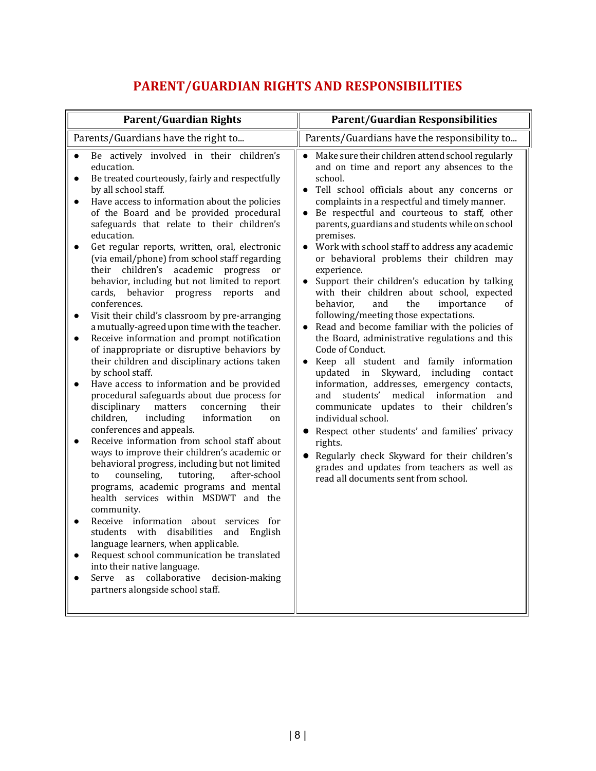# PARENT/GUARDIAN RIGHTS AND RESPONSIBILITIES

| Parent/Guardian Rights | Parent/Guardian Responsibilities |
|---|---|
| Parents/Guardians have the right to... | Parents/Guardians have the responsibility to... |
| • Be actively involved in their children's education.<br>• Be treated courteously, fairly and respectfully by all school staff.<br>• Have access to information about the policies of the Board and be provided procedural safeguards that relate to their children's education.<br>• Get regular reports, written, oral, electronic (via email/phone) from school staff regarding their children's academic progress or behavior, including but not limited to report cards, behavior progress reports and conferences.<br>• Visit their child's classroom by pre-arranging a mutually-agreed upon time with the teacher.<br>• Receive information and prompt notification of inappropriate or disruptive behaviors by their children and disciplinary actions taken by school staff.<br>• Have access to information and be provided procedural safeguards about due process for disciplinary matters concerning their children, including information on conferences and appeals.<br>• Receive information from school staff about ways to improve their children's academic or behavioral progress, including but not limited to counseling, tutoring, after-school programs, academic programs and mental health services within MSDWT and the community.<br>• Receive information about services for students with disabilities and English language learners, when applicable.<br>• Request school communication be translated into their native language.<br>• Serve as collaborative decision-making partners alongside school staff. | • Make sure their children attend school regularly and on time and report any absences to the school.<br>• Tell school officials about any concerns or complaints in a respectful and timely manner.<br>• Be respectful and courteous to staff, other parents, guardians and students while on school premises.<br>• Work with school staff to address any academic or behavioral problems their children may experience.<br>• Support their children's education by talking with their children about school, expected behavior, and the importance of following/meeting those expectations.<br>• Read and become familiar with the policies of the Board, administrative regulations and this Code of Conduct.<br>• Keep all student and family information updated in Skyward, including contact information, addresses, emergency contacts, and students' medical information and communicate updates to their children's individual school.<br>• Respect other students' and families' privacy rights.<br>• Regularly check Skyward for their children's grades and updates from teachers as well as read all documents sent from school. |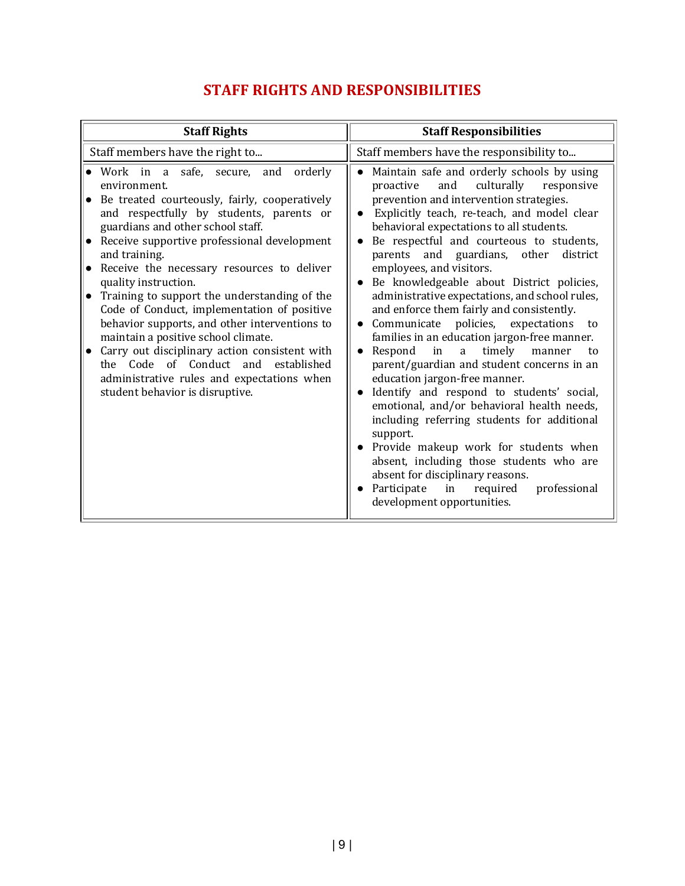## STAFF RIGHTS AND RESPONSIBILITIES

| Staff Rights | Staff Responsibilities |
|---|---|
| Staff members have the right to... | Staff members have the responsibility to... |
| • Work in a safe, secure, and orderly environment.<br>• Be treated courteously, fairly, cooperatively and respectfully by students, parents or guardians and other school staff.<br>• Receive supportive professional development and training.<br>• Receive the necessary resources to deliver quality instruction.<br>• Training to support the understanding of the Code of Conduct, implementation of positive behavior supports, and other interventions to maintain a positive school climate.<br>• Carry out disciplinary action consistent with the Code of Conduct and established administrative rules and expectations when student behavior is disruptive. | • Maintain safe and orderly schools by using proactive and culturally responsive prevention and intervention strategies.<br>• Explicitly teach, re-teach, and model clear behavioral expectations to all students.<br>• Be respectful and courteous to students, parents and guardians, other district employees, and visitors.<br>• Be knowledgeable about District policies, administrative expectations, and school rules, and enforce them fairly and consistently.<br>• Communicate policies, expectations to families in an education jargon-free manner.<br>• Respond in a timely manner to parent/guardian and student concerns in an education jargon-free manner.<br>• Identify and respond to students' social, emotional, and/or behavioral health needs, including referring students for additional support.<br>• Provide makeup work for students when absent, including those students who are absent for disciplinary reasons.<br>• Participate in required professional development opportunities. |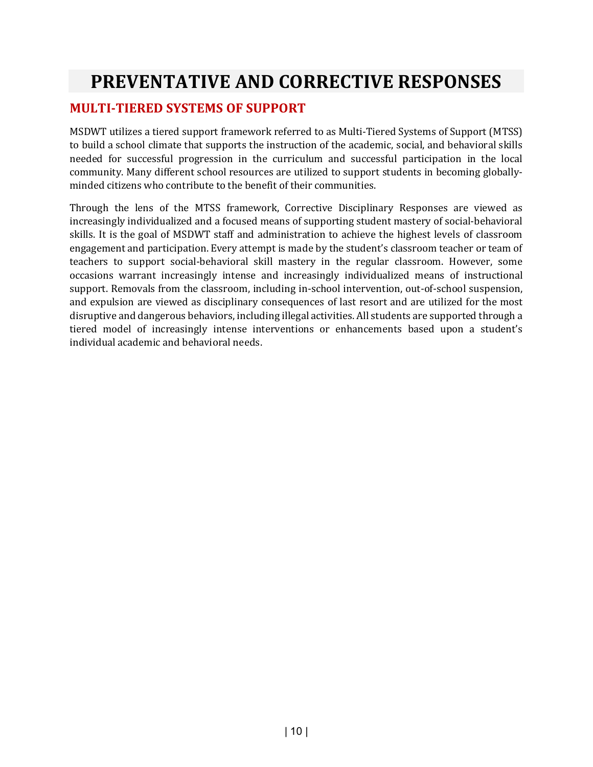# PREVENTATIVE AND CORRECTIVE RESPONSES

## MULTI-TIERED SYSTEMS OF SUPPORT

MSDWT utilizes a tiered support framework referred to as Multi-Tiered Systems of Support (MTSS) to build a school climate that supports the instruction of the academic, social, and behavioral skills needed for successful progression in the curriculum and successful participation in the local community. Many different school resources are utilized to support students in becoming globally-minded citizens who contribute to the benefit of their communities.

Through the lens of the MTSS framework, Corrective Disciplinary Responses are viewed as increasingly individualized and a focused means of supporting student mastery of social-behavioral skills. It is the goal of MSDWT staff and administration to achieve the highest levels of classroom engagement and participation. Every attempt is made by the student's classroom teacher or team of teachers to support social-behavioral skill mastery in the regular classroom. However, some occasions warrant increasingly intense and increasingly individualized means of instructional support. Removals from the classroom, including in-school intervention, out-of-school suspension, and expulsion are viewed as disciplinary consequences of last resort and are utilized for the most disruptive and dangerous behaviors, including illegal activities. All students are supported through a tiered model of increasingly intense interventions or enhancements based upon a student's individual academic and behavioral needs.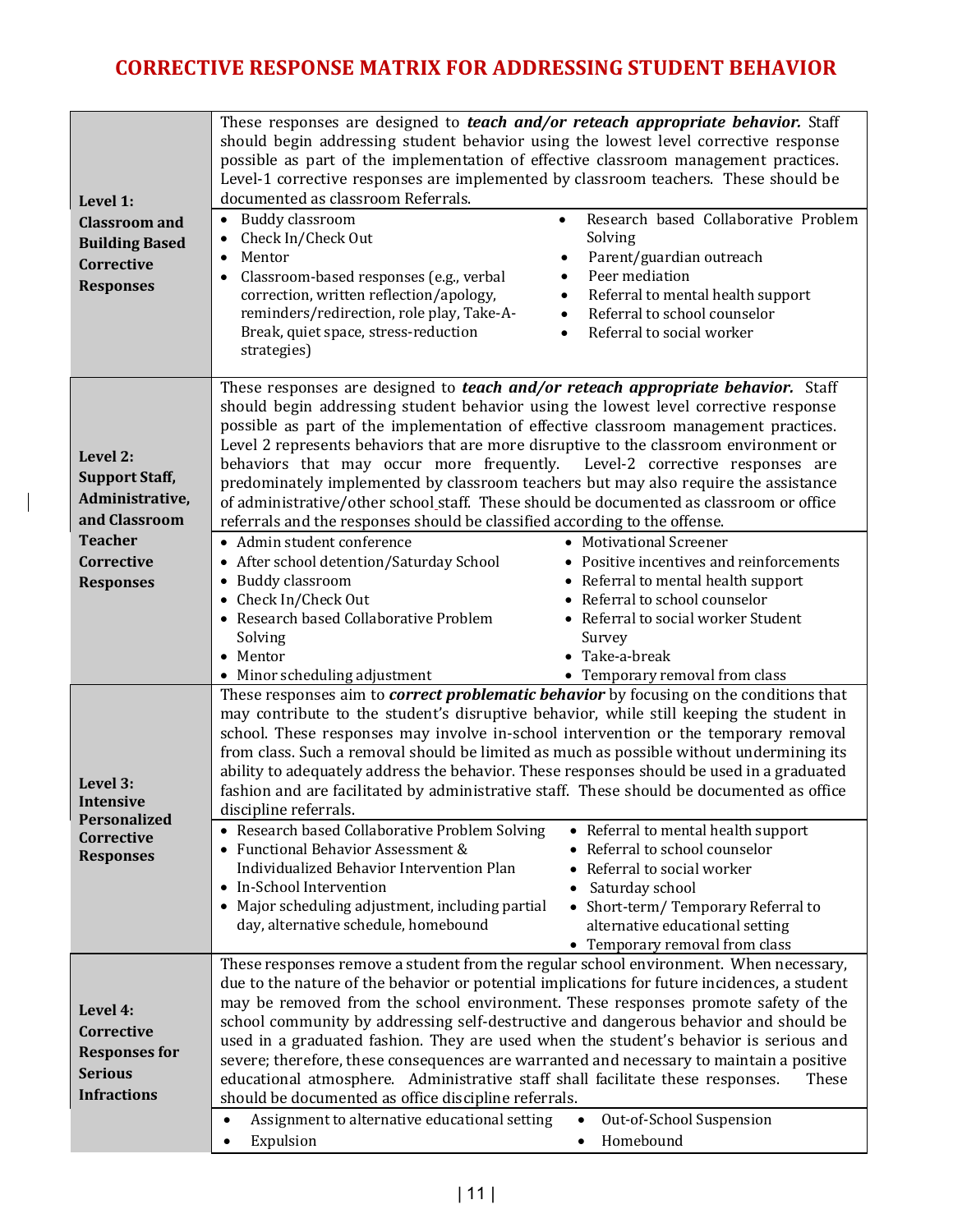# CORRECTIVE RESPONSE MATRIX FOR ADDRESSING STUDENT BEHAVIOR

| Level | Description and Responses |
|---|---|
| **Level 1: Classroom and Building Based Corrective Responses** | These responses are designed to ***teach and/or reteach appropriate behavior.*** Staff should begin addressing student behavior using the lowest level corrective response possible as part of the implementation of effective classroom management practices. Level-1 corrective responses are implemented by classroom teachers. These should be documented as classroom Referrals.<br><br>• Buddy classroom<br>• Check In/Check Out<br>• Mentor<br>• Classroom-based responses (e.g., verbal correction, written reflection/apology, reminders/redirection, role play, Take-A-Break, quiet space, stress-reduction strategies)<br>• Research based Collaborative Problem Solving<br>• Parent/guardian outreach<br>• Peer mediation<br>• Referral to mental health support<br>• Referral to school counselor<br>• Referral to social worker |
| **Level 2: Support Staff, Administrative, and Classroom Teacher Corrective Responses** | These responses are designed to ***teach and/or reteach appropriate behavior.*** Staff should begin addressing student behavior using the lowest level corrective response possible as part of the implementation of effective classroom management practices. Level 2 represents behaviors that are more disruptive to the classroom environment or behaviors that may occur more frequently. Level-2 corrective responses are predominately implemented by classroom teachers but may also require the assistance of administrative/other school staff. These should be documented as classroom or office referrals and the responses should be classified according to the offense.<br><br>• Admin student conference<br>• After school detention/Saturday School<br>• Buddy classroom<br>• Check In/Check Out<br>• Research based Collaborative Problem Solving<br>• Mentor<br>• Minor scheduling adjustment<br>• Motivational Screener<br>• Positive incentives and reinforcements<br>• Referral to mental health support<br>• Referral to school counselor<br>• Referral to social worker Student Survey<br>• Take-a-break<br>• Temporary removal from class |
| **Level 3: Intensive Personalized Corrective Responses** | These responses aim to ***correct problematic behavior*** by focusing on the conditions that may contribute to the student's disruptive behavior, while still keeping the student in school. These responses may involve in-school intervention or the temporary removal from class. Such a removal should be limited as much as possible without undermining its ability to adequately address the behavior. These responses should be used in a graduated fashion and are facilitated by administrative staff. These should be documented as office discipline referrals.<br><br>• Research based Collaborative Problem Solving<br>• Functional Behavior Assessment & Individualized Behavior Intervention Plan<br>• In-School Intervention<br>• Major scheduling adjustment, including partial day, alternative schedule, homebound<br>• Referral to mental health support<br>• Referral to school counselor<br>• Referral to social worker<br>• Saturday school<br>• Short-term/ Temporary Referral to alternative educational setting<br>• Temporary removal from class |
| **Level 4: Corrective Responses for Serious Infractions** | These responses remove a student from the regular school environment. When necessary, due to the nature of the behavior or potential implications for future incidences, a student may be removed from the school environment. These responses promote safety of the school community by addressing self-destructive and dangerous behavior and should be used in a graduated fashion. They are used when the student's behavior is serious and severe; therefore, these consequences are warranted and necessary to maintain a positive educational atmosphere. Administrative staff shall facilitate these responses. These should be documented as office discipline referrals.<br><br>• Assignment to alternative educational setting<br>• Expulsion<br>• Out-of-School Suspension<br>• Homebound |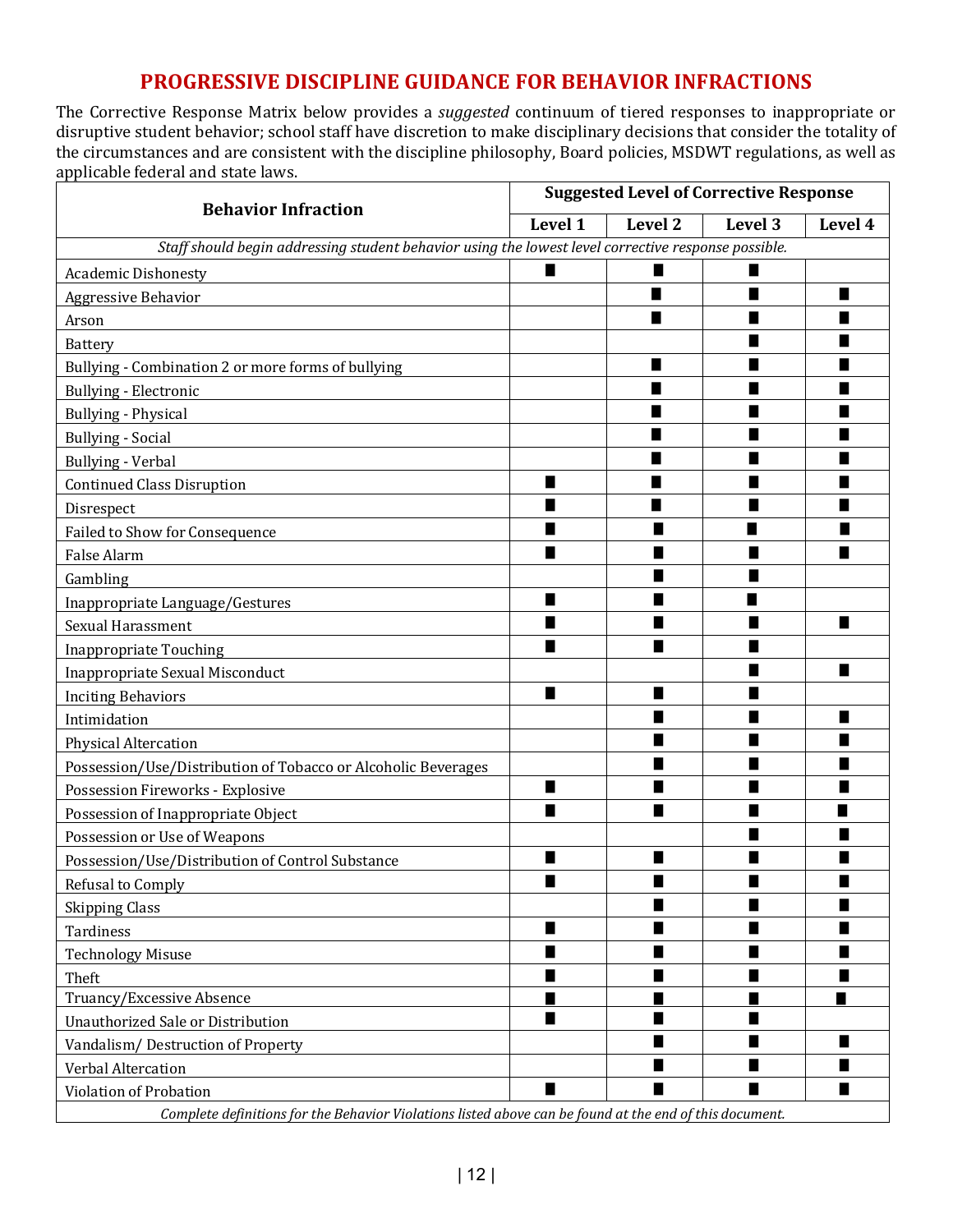# PROGRESSIVE DISCIPLINE GUIDANCE FOR BEHAVIOR INFRACTIONS

The Corrective Response Matrix below provides a *suggested* continuum of tiered responses to inappropriate or disruptive student behavior; school staff have discretion to make disciplinary decisions that consider the totality of the circumstances and are consistent with the discipline philosophy, Board policies, MSDWT regulations, as well as applicable federal and state laws.

| Behavior Infraction | Suggested Level of Corrective Response | | | |
|---|---|---|---|---|
| | Level 1 | Level 2 | Level 3 | Level 4 |
| *Staff should begin addressing student behavior using the lowest level corrective response possible.* | | | | |
| Academic Dishonesty | ■ | ■ | ■ | |
| Aggressive Behavior | | ■ | ■ | ■ |
| Arson | | ■ | ■ | ■ |
| Battery | | | ■ | ■ |
| Bullying - Combination 2 or more forms of bullying | | ■ | ■ | ■ |
| Bullying - Electronic | | ■ | ■ | ■ |
| Bullying - Physical | | ■ | ■ | ■ |
| Bullying - Social | | ■ | ■ | ■ |
| Bullying - Verbal | | ■ | ■ | ■ |
| Continued Class Disruption | ■ | ■ | ■ | ■ |
| Disrespect | ■ | ■ | ■ | ■ |
| Failed to Show for Consequence | ■ | ■ | ■ | ■ |
| False Alarm | ■ | ■ | ■ | ■ |
| Gambling | | ■ | ■ | |
| Inappropriate Language/Gestures | ■ | ■ | ■ | |
| Sexual Harassment | ■ | ■ | ■ | ■ |
| Inappropriate Touching | ■ | ■ | ■ | |
| Inappropriate Sexual Misconduct | | | ■ | ■ |
| Inciting Behaviors | ■ | ■ | ■ | |
| Intimidation | | ■ | ■ | ■ |
| Physical Altercation | | ■ | ■ | ■ |
| Possession/Use/Distribution of Tobacco or Alcoholic Beverages | | ■ | ■ | ■ |
| Possession Fireworks - Explosive | ■ | ■ | ■ | ■ |
| Possession of Inappropriate Object | ■ | ■ | ■ | ■ |
| Possession or Use of Weapons | | | ■ | ■ |
| Possession/Use/Distribution of Control Substance | ■ | ■ | ■ | ■ |
| Refusal to Comply | ■ | ■ | ■ | ■ |
| Skipping Class | | ■ | ■ | ■ |
| Tardiness | ■ | ■ | ■ | ■ |
| Technology Misuse | ■ | ■ | ■ | ■ |
| Theft | ■ | ■ | ■ | ■ |
| Truancy/Excessive Absence | ■ | ■ | ■ | ■ |
| Unauthorized Sale or Distribution | ■ | ■ | ■ | |
| Vandalism/ Destruction of Property | | ■ | ■ | ■ |
| Verbal Altercation | | ■ | ■ | ■ |
| Violation of Probation | ■ | ■ | ■ | ■ |
| *Complete definitions for the Behavior Violations listed above can be found at the end of this document.* | | | | |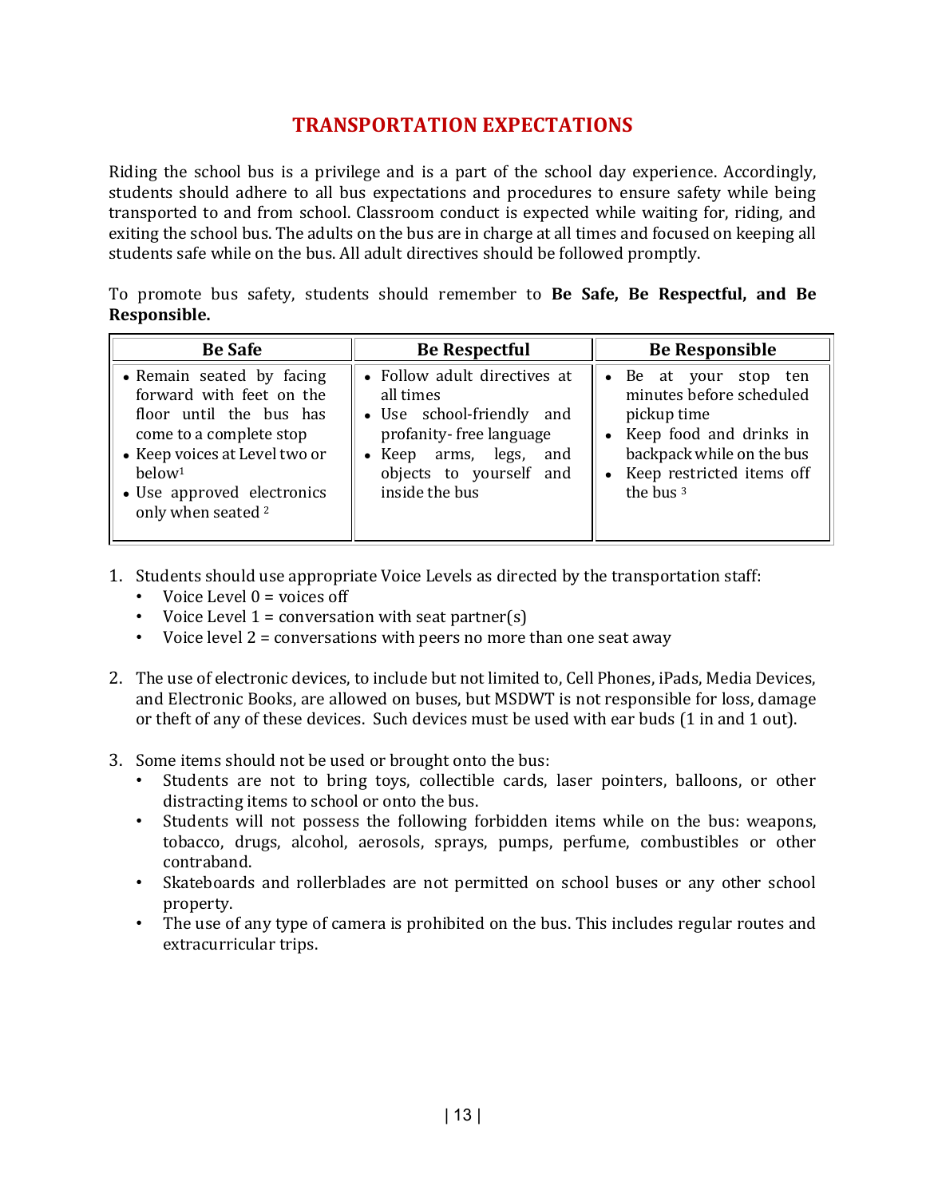# TRANSPORTATION EXPECTATIONS

Riding the school bus is a privilege and is a part of the school day experience. Accordingly, students should adhere to all bus expectations and procedures to ensure safety while being transported to and from school. Classroom conduct is expected while waiting for, riding, and exiting the school bus. The adults on the bus are in charge at all times and focused on keeping all students safe while on the bus. All adult directives should be followed promptly.

To promote bus safety, students should remember to **Be Safe, Be Respectful, and Be Responsible.**

| Be Safe | Be Respectful | Be Responsible |
|---|---|---|
| • Remain seated by facing forward with feet on the floor until the bus has come to a complete stop<br>• Keep voices at Level two or below[1]<br>• Use approved electronics only when seated [2] | • Follow adult directives at all times<br>• Use school-friendly and profanity- free language<br>• Keep arms, legs, and objects to yourself and inside the bus | • Be at your stop ten minutes before scheduled pickup time<br>• Keep food and drinks in backpack while on the bus<br>• Keep restricted items off the bus [3] |

1. Students should use appropriate Voice Levels as directed by the transportation staff:
   - Voice Level 0 = voices off
   - Voice Level 1 = conversation with seat partner(s)
   - Voice level 2 = conversations with peers no more than one seat away

2. The use of electronic devices, to include but not limited to, Cell Phones, iPads, Media Devices, and Electronic Books, are allowed on buses, but MSDWT is not responsible for loss, damage or theft of any of these devices. Such devices must be used with ear buds (1 in and 1 out).

3. Some items should not be used or brought onto the bus:
   - Students are not to bring toys, collectible cards, laser pointers, balloons, or other distracting items to school or onto the bus.
   - Students will not possess the following forbidden items while on the bus: weapons, tobacco, drugs, alcohol, aerosols, sprays, pumps, perfume, combustibles or other contraband.
   - Skateboards and rollerblades are not permitted on school buses or any other school property.
   - The use of any type of camera is prohibited on the bus. This includes regular routes and extracurricular trips.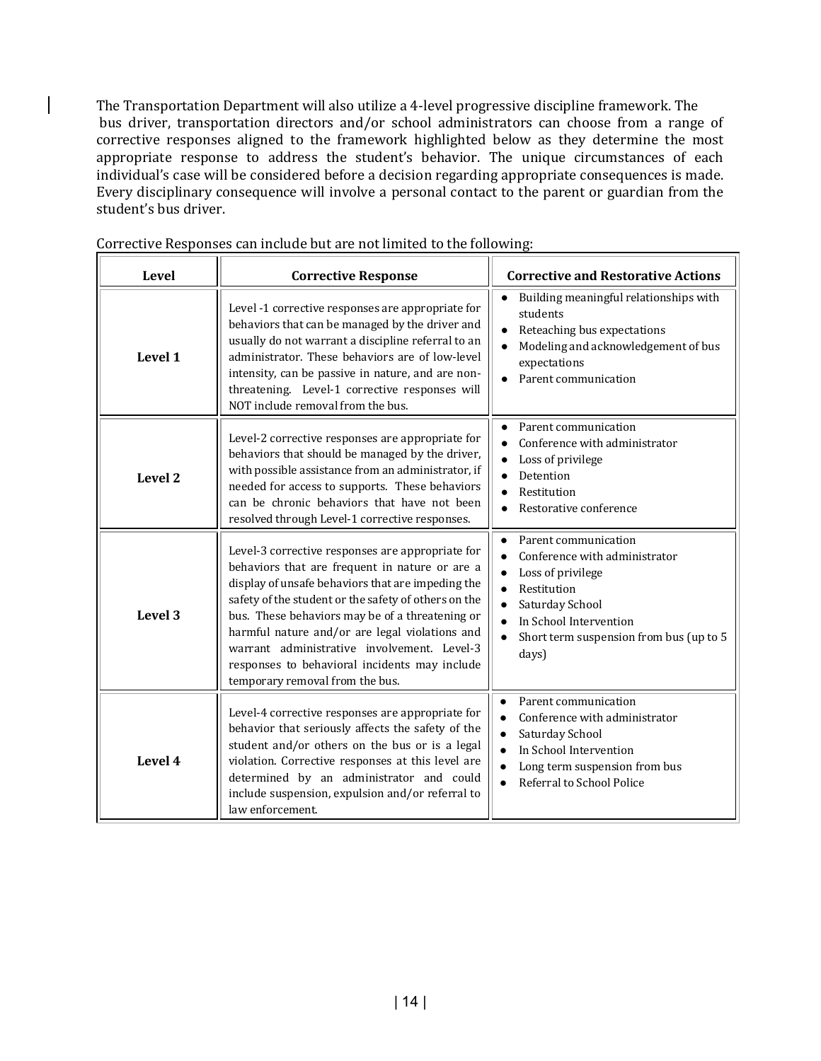The Transportation Department will also utilize a 4-level progressive discipline framework. The bus driver, transportation directors and/or school administrators can choose from a range of corrective responses aligned to the framework highlighted below as they determine the most appropriate response to address the student's behavior. The unique circumstances of each individual's case will be considered before a decision regarding appropriate consequences is made. Every disciplinary consequence will involve a personal contact to the parent or guardian from the student's bus driver.

Corrective Responses can include but are not limited to the following:

| Level | Corrective Response | Corrective and Restorative Actions |
|---|---|---|
| **Level 1** | Level -1 corrective responses are appropriate for behaviors that can be managed by the driver and usually do not warrant a discipline referral to an administrator. These behaviors are of low-level intensity, can be passive in nature, and are non-threatening. Level-1 corrective responses will NOT include removal from the bus. | • Building meaningful relationships with students<br>• Reteaching bus expectations<br>• Modeling and acknowledgement of bus expectations<br>• Parent communication |
| **Level 2** | Level-2 corrective responses are appropriate for behaviors that should be managed by the driver, with possible assistance from an administrator, if needed for access to supports. These behaviors can be chronic behaviors that have not been resolved through Level-1 corrective responses. | • Parent communication<br>• Conference with administrator<br>• Loss of privilege<br>• Detention<br>• Restitution<br>• Restorative conference |
| **Level 3** | Level-3 corrective responses are appropriate for behaviors that are frequent in nature or are a display of unsafe behaviors that are impeding the safety of the student or the safety of others on the bus. These behaviors may be of a threatening or harmful nature and/or are legal violations and warrant administrative involvement. Level-3 responses to behavioral incidents may include temporary removal from the bus. | • Parent communication<br>• Conference with administrator<br>• Loss of privilege<br>• Restitution<br>• Saturday School<br>• In School Intervention<br>• Short term suspension from bus (up to 5 days) |
| **Level 4** | Level-4 corrective responses are appropriate for behavior that seriously affects the safety of the student and/or others on the bus or is a legal violation. Corrective responses at this level are determined by an administrator and could include suspension, expulsion and/or referral to law enforcement. | • Parent communication<br>• Conference with administrator<br>• Saturday School<br>• In School Intervention<br>• Long term suspension from bus<br>• Referral to School Police |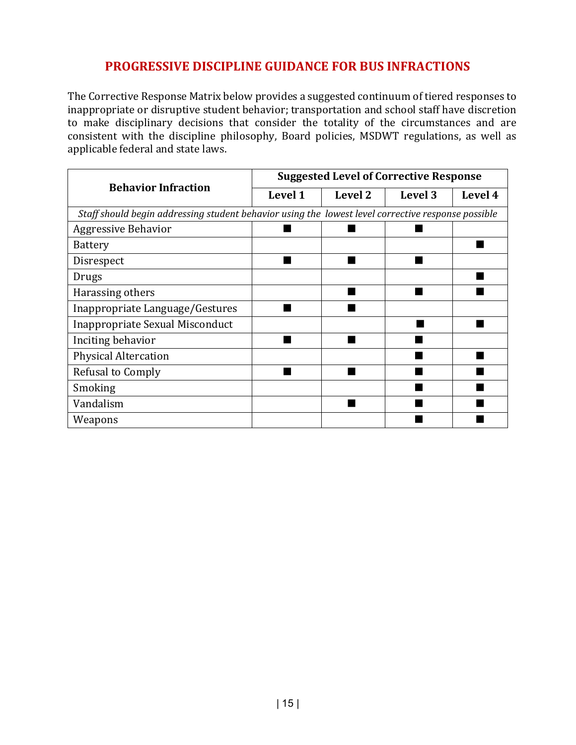## PROGRESSIVE DISCIPLINE GUIDANCE FOR BUS INFRACTIONS

The Corrective Response Matrix below provides a suggested continuum of tiered responses to inappropriate or disruptive student behavior; transportation and school staff have discretion to make disciplinary decisions that consider the totality of the circumstances and are consistent with the discipline philosophy, Board policies, MSDWT regulations, as well as applicable federal and state laws.

| Behavior Infraction | Suggested Level of Corrective Response | | | |
|---|---|---|---|---|
| | Level 1 | Level 2 | Level 3 | Level 4 |
| *Staff should begin addressing student behavior using the lowest level corrective response possible* | | | | |
| Aggressive Behavior | ■ | ■ | ■ | |
| Battery | | | | ■ |
| Disrespect | ■ | ■ | ■ | |
| Drugs | | | | ■ |
| Harassing others | | ■ | ■ | ■ |
| Inappropriate Language/Gestures | ■ | ■ | | |
| Inappropriate Sexual Misconduct | | | ■ | ■ |
| Inciting behavior | ■ | ■ | ■ | |
| Physical Altercation | | | ■ | ■ |
| Refusal to Comply | ■ | ■ | ■ | ■ |
| Smoking | | | ■ | ■ |
| Vandalism | | ■ | ■ | ■ |
| Weapons | | | ■ | ■ |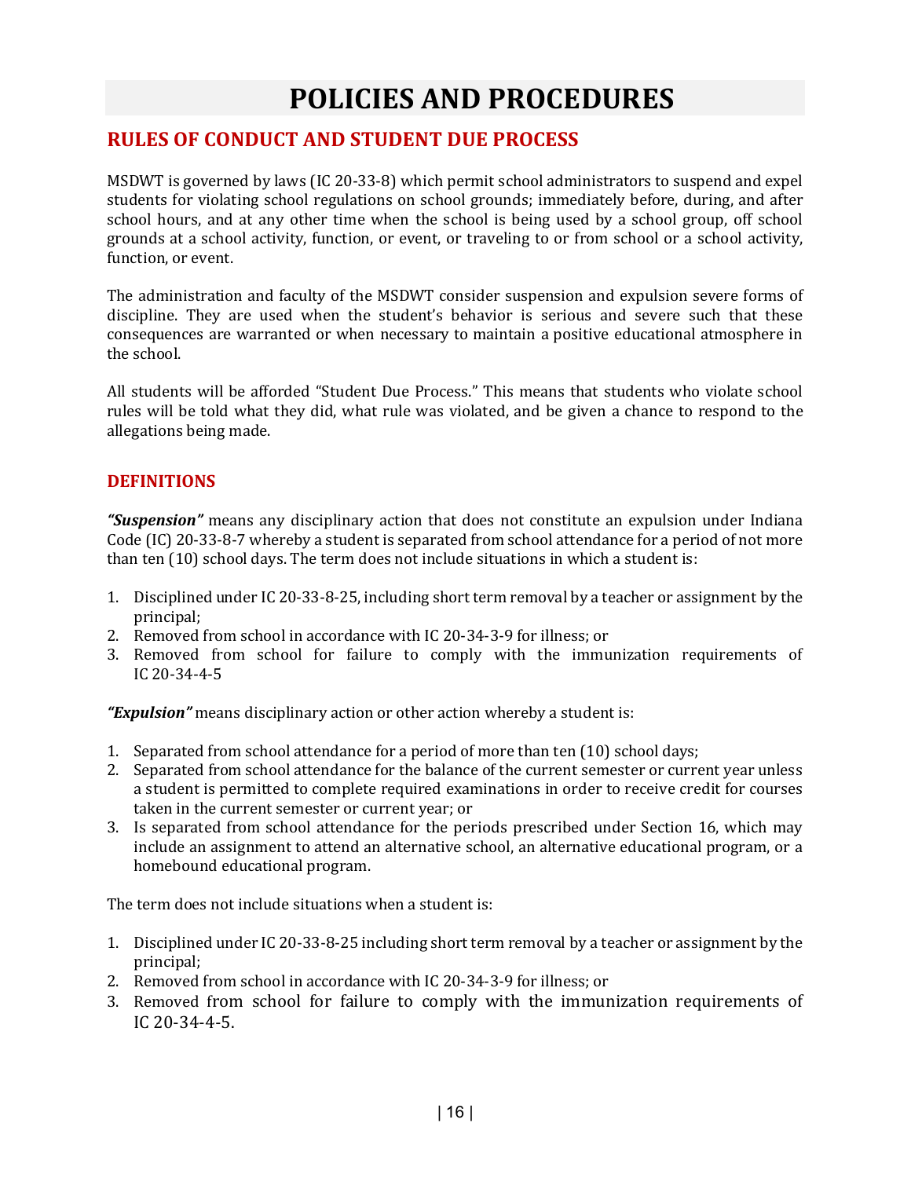# POLICIES AND PROCEDURES

## RULES OF CONDUCT AND STUDENT DUE PROCESS

MSDWT is governed by laws (IC 20-33-8) which permit school administrators to suspend and expel students for violating school regulations on school grounds; immediately before, during, and after school hours, and at any other time when the school is being used by a school group, off school grounds at a school activity, function, or event, or traveling to or from school or a school activity, function, or event.

The administration and faculty of the MSDWT consider suspension and expulsion severe forms of discipline. They are used when the student's behavior is serious and severe such that these consequences are warranted or when necessary to maintain a positive educational atmosphere in the school.

All students will be afforded "Student Due Process." This means that students who violate school rules will be told what they did, what rule was violated, and be given a chance to respond to the allegations being made.

## DEFINITIONS

***"Suspension"*** means any disciplinary action that does not constitute an expulsion under Indiana Code (IC) 20-33-8-7 whereby a student is separated from school attendance for a period of not more than ten (10) school days. The term does not include situations in which a student is:

1. Disciplined under IC 20-33-8-25, including short term removal by a teacher or assignment by the principal;
2. Removed from school in accordance with IC 20-34-3-9 for illness; or
3. Removed from school for failure to comply with the immunization requirements of IC 20-34-4-5

***"Expulsion"*** means disciplinary action or other action whereby a student is:

1. Separated from school attendance for a period of more than ten (10) school days;
2. Separated from school attendance for the balance of the current semester or current year unless a student is permitted to complete required examinations in order to receive credit for courses taken in the current semester or current year; or
3. Is separated from school attendance for the periods prescribed under Section 16, which may include an assignment to attend an alternative school, an alternative educational program, or a homebound educational program.

The term does not include situations when a student is:

1. Disciplined under IC 20-33-8-25 including short term removal by a teacher or assignment by the principal;
2. Removed from school in accordance with IC 20-34-3-9 for illness; or
3. Removed from school for failure to comply with the immunization requirements of IC 20-34-4-5.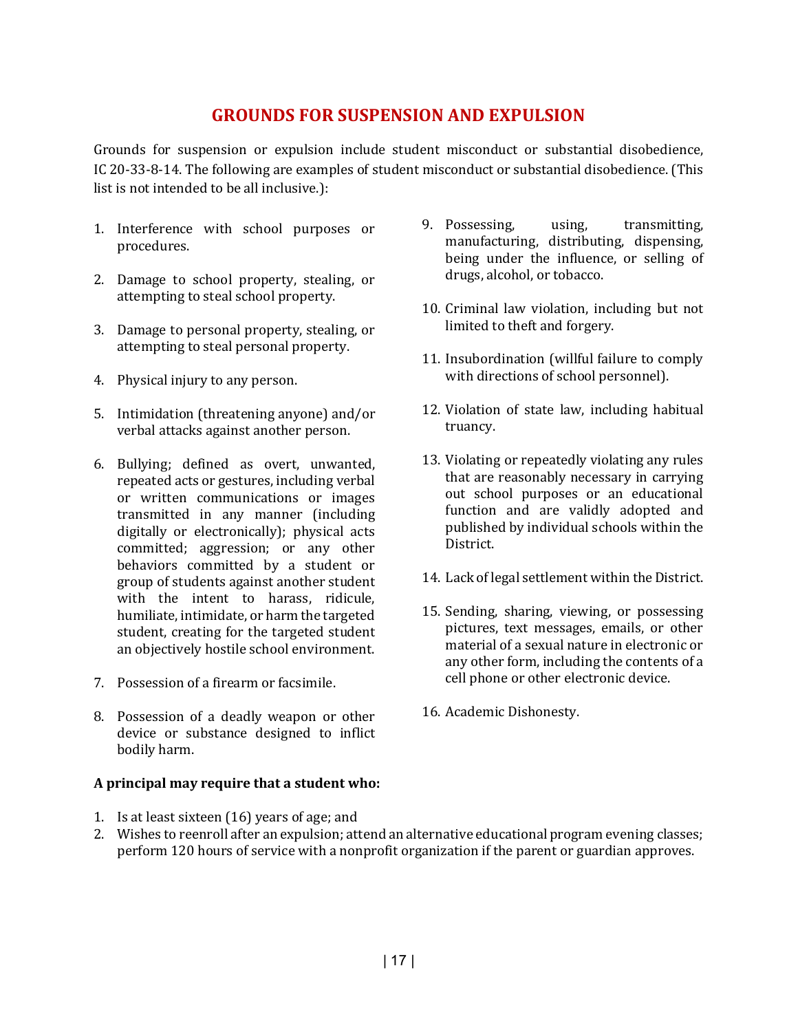## GROUNDS FOR SUSPENSION AND EXPULSION

Grounds for suspension or expulsion include student misconduct or substantial disobedience, IC 20-33-8-14. The following are examples of student misconduct or substantial disobedience. (This list is not intended to be all inclusive.):

1. Interference with school purposes or procedures.
2. Damage to school property, stealing, or attempting to steal school property.
3. Damage to personal property, stealing, or attempting to steal personal property.
4. Physical injury to any person.
5. Intimidation (threatening anyone) and/or verbal attacks against another person.
6. Bullying; defined as overt, unwanted, repeated acts or gestures, including verbal or written communications or images transmitted in any manner (including digitally or electronically); physical acts committed; aggression; or any other behaviors committed by a student or group of students against another student with the intent to harass, ridicule, humiliate, intimidate, or harm the targeted student, creating for the targeted student an objectively hostile school environment.
7. Possession of a firearm or facsimile.
8. Possession of a deadly weapon or other device or substance designed to inflict bodily harm.
9. Possessing, using, transmitting, manufacturing, distributing, dispensing, being under the influence, or selling of drugs, alcohol, or tobacco.
10. Criminal law violation, including but not limited to theft and forgery.
11. Insubordination (willful failure to comply with directions of school personnel).
12. Violation of state law, including habitual truancy.
13. Violating or repeatedly violating any rules that are reasonably necessary in carrying out school purposes or an educational function and are validly adopted and published by individual schools within the District.
14. Lack of legal settlement within the District.
15. Sending, sharing, viewing, or possessing pictures, text messages, emails, or other material of a sexual nature in electronic or any other form, including the contents of a cell phone or other electronic device.
16. Academic Dishonesty.

**A principal may require that a student who:**

1. Is at least sixteen (16) years of age; and
2. Wishes to reenroll after an expulsion; attend an alternative educational program evening classes; perform 120 hours of service with a nonprofit organization if the parent or guardian approves.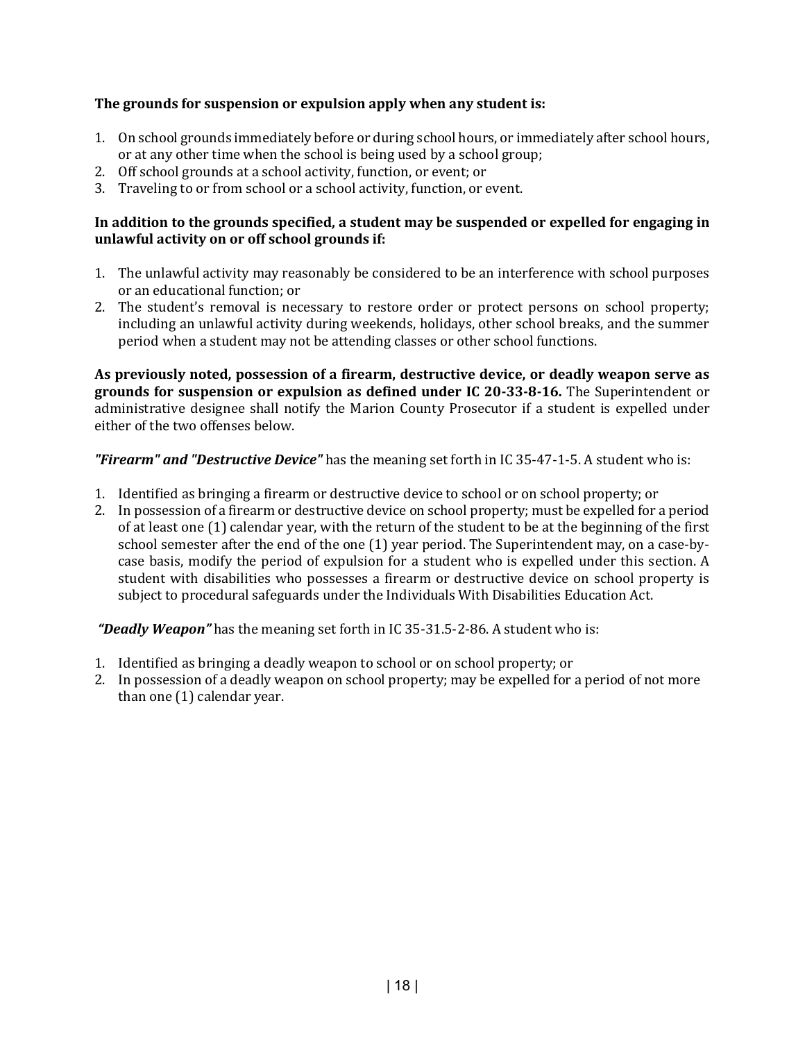**The grounds for suspension or expulsion apply when any student is:**

1. On school grounds immediately before or during school hours, or immediately after school hours, or at any other time when the school is being used by a school group;
2. Off school grounds at a school activity, function, or event; or
3. Traveling to or from school or a school activity, function, or event.

**In addition to the grounds specified, a student may be suspended or expelled for engaging in unlawful activity on or off school grounds if:**

1. The unlawful activity may reasonably be considered to be an interference with school purposes or an educational function; or
2. The student's removal is necessary to restore order or protect persons on school property; including an unlawful activity during weekends, holidays, other school breaks, and the summer period when a student may not be attending classes or other school functions.

**As previously noted, possession of a firearm, destructive device, or deadly weapon serve as grounds for suspension or expulsion as defined under IC 20-33-8-16.** The Superintendent or administrative designee shall notify the Marion County Prosecutor if a student is expelled under either of the two offenses below.

***"Firearm" and "Destructive Device"*** has the meaning set forth in IC 35-47-1-5. A student who is:

1. Identified as bringing a firearm or destructive device to school or on school property; or
2. In possession of a firearm or destructive device on school property; must be expelled for a period of at least one (1) calendar year, with the return of the student to be at the beginning of the first school semester after the end of the one (1) year period. The Superintendent may, on a case-by-case basis, modify the period of expulsion for a student who is expelled under this section. A student with disabilities who possesses a firearm or destructive device on school property is subject to procedural safeguards under the Individuals With Disabilities Education Act.

***"Deadly Weapon"*** has the meaning set forth in IC 35-31.5-2-86. A student who is:

1. Identified as bringing a deadly weapon to school or on school property; or
2. In possession of a deadly weapon on school property; may be expelled for a period of not more than one (1) calendar year.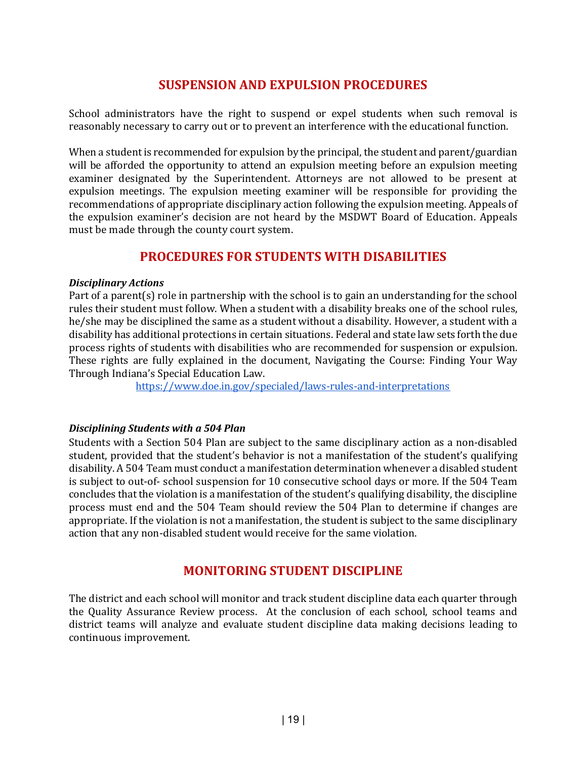## SUSPENSION AND EXPULSION PROCEDURES

School administrators have the right to suspend or expel students when such removal is reasonably necessary to carry out or to prevent an interference with the educational function.

When a student is recommended for expulsion by the principal, the student and parent/guardian will be afforded the opportunity to attend an expulsion meeting before an expulsion meeting examiner designated by the Superintendent. Attorneys are not allowed to be present at expulsion meetings. The expulsion meeting examiner will be responsible for providing the recommendations of appropriate disciplinary action following the expulsion meeting. Appeals of the expulsion examiner's decision are not heard by the MSDWT Board of Education. Appeals must be made through the county court system.

## PROCEDURES FOR STUDENTS WITH DISABILITIES

***Disciplinary Actions***

Part of a parent(s) role in partnership with the school is to gain an understanding for the school rules their student must follow. When a student with a disability breaks one of the school rules, he/she may be disciplined the same as a student without a disability. However, a student with a disability has additional protections in certain situations. Federal and state law sets forth the due process rights of students with disabilities who are recommended for suspension or expulsion. These rights are fully explained in the document, Navigating the Course: Finding Your Way Through Indiana's Special Education Law.

https://www.doe.in.gov/specialed/laws-rules-and-interpretations

***Disciplining Students with a 504 Plan***

Students with a Section 504 Plan are subject to the same disciplinary action as a non-disabled student, provided that the student's behavior is not a manifestation of the student's qualifying disability. A 504 Team must conduct a manifestation determination whenever a disabled student is subject to out-of- school suspension for 10 consecutive school days or more. If the 504 Team concludes that the violation is a manifestation of the student's qualifying disability, the discipline process must end and the 504 Team should review the 504 Plan to determine if changes are appropriate. If the violation is not a manifestation, the student is subject to the same disciplinary action that any non-disabled student would receive for the same violation.

## MONITORING STUDENT DISCIPLINE

The district and each school will monitor and track student discipline data each quarter through the Quality Assurance Review process. At the conclusion of each school, school teams and district teams will analyze and evaluate student discipline data making decisions leading to continuous improvement.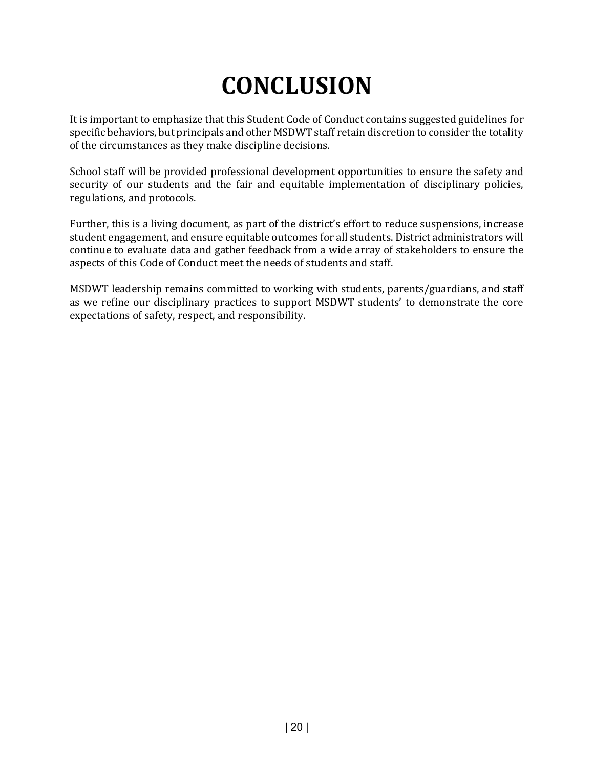# CONCLUSION

It is important to emphasize that this Student Code of Conduct contains suggested guidelines for specific behaviors, but principals and other MSDWT staff retain discretion to consider the totality of the circumstances as they make discipline decisions.

School staff will be provided professional development opportunities to ensure the safety and security of our students and the fair and equitable implementation of disciplinary policies, regulations, and protocols.

Further, this is a living document, as part of the district's effort to reduce suspensions, increase student engagement, and ensure equitable outcomes for all students. District administrators will continue to evaluate data and gather feedback from a wide array of stakeholders to ensure the aspects of this Code of Conduct meet the needs of students and staff.

MSDWT leadership remains committed to working with students, parents/guardians, and staff as we refine our disciplinary practices to support MSDWT students' to demonstrate the core expectations of safety, respect, and responsibility.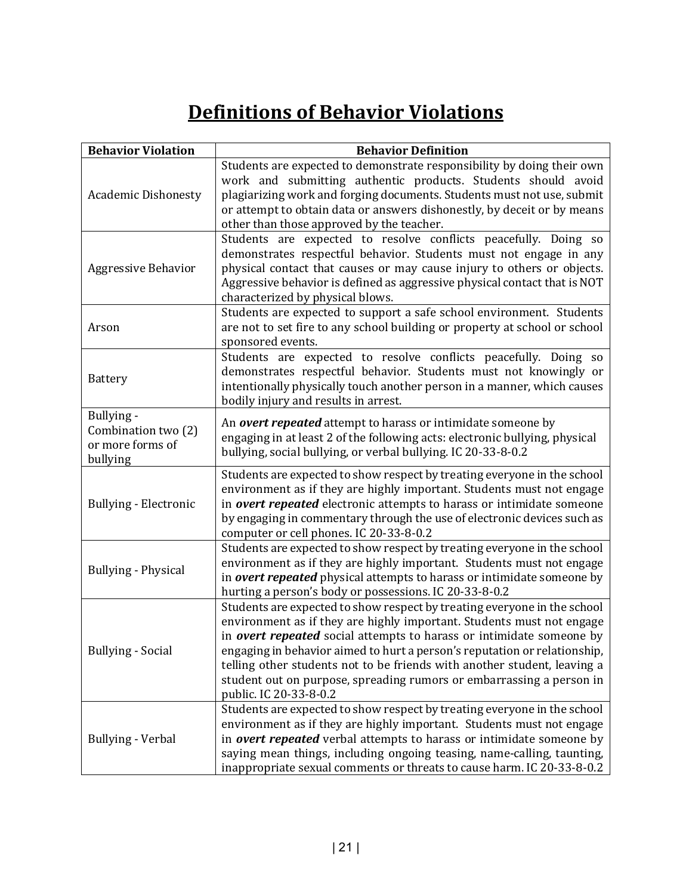# Definitions of Behavior Violations

| Behavior Violation | Behavior Definition |
|---|---|
| Academic Dishonesty | Students are expected to demonstrate responsibility by doing their own work and submitting authentic products. Students should avoid plagiarizing work and forging documents. Students must not use, submit or attempt to obtain data or answers dishonestly, by deceit or by means other than those approved by the teacher. |
| Aggressive Behavior | Students are expected to resolve conflicts peacefully. Doing so demonstrates respectful behavior. Students must not engage in any physical contact that causes or may cause injury to others or objects. Aggressive behavior is defined as aggressive physical contact that is NOT characterized by physical blows. |
| Arson | Students are expected to support a safe school environment. Students are not to set fire to any school building or property at school or school sponsored events. |
| Battery | Students are expected to resolve conflicts peacefully. Doing so demonstrates respectful behavior. Students must not knowingly or intentionally physically touch another person in a manner, which causes bodily injury and results in arrest. |
| Bullying - Combination two (2) or more forms of bullying | An ***overt repeated*** attempt to harass or intimidate someone by engaging in at least 2 of the following acts: electronic bullying, physical bullying, social bullying, or verbal bullying. IC 20-33-8-0.2 |
| Bullying - Electronic | Students are expected to show respect by treating everyone in the school environment as if they are highly important. Students must not engage in ***overt repeated*** electronic attempts to harass or intimidate someone by engaging in commentary through the use of electronic devices such as computer or cell phones. IC 20-33-8-0.2 |
| Bullying - Physical | Students are expected to show respect by treating everyone in the school environment as if they are highly important. Students must not engage in ***overt repeated*** physical attempts to harass or intimidate someone by hurting a person's body or possessions. IC 20-33-8-0.2 |
| Bullying - Social | Students are expected to show respect by treating everyone in the school environment as if they are highly important. Students must not engage in ***overt repeated*** social attempts to harass or intimidate someone by engaging in behavior aimed to hurt a person's reputation or relationship, telling other students not to be friends with another student, leaving a student out on purpose, spreading rumors or embarrassing a person in public. IC 20-33-8-0.2 |
| Bullying - Verbal | Students are expected to show respect by treating everyone in the school environment as if they are highly important. Students must not engage in ***overt repeated*** verbal attempts to harass or intimidate someone by saying mean things, including ongoing teasing, name-calling, taunting, inappropriate sexual comments or threats to cause harm. IC 20-33-8-0.2 |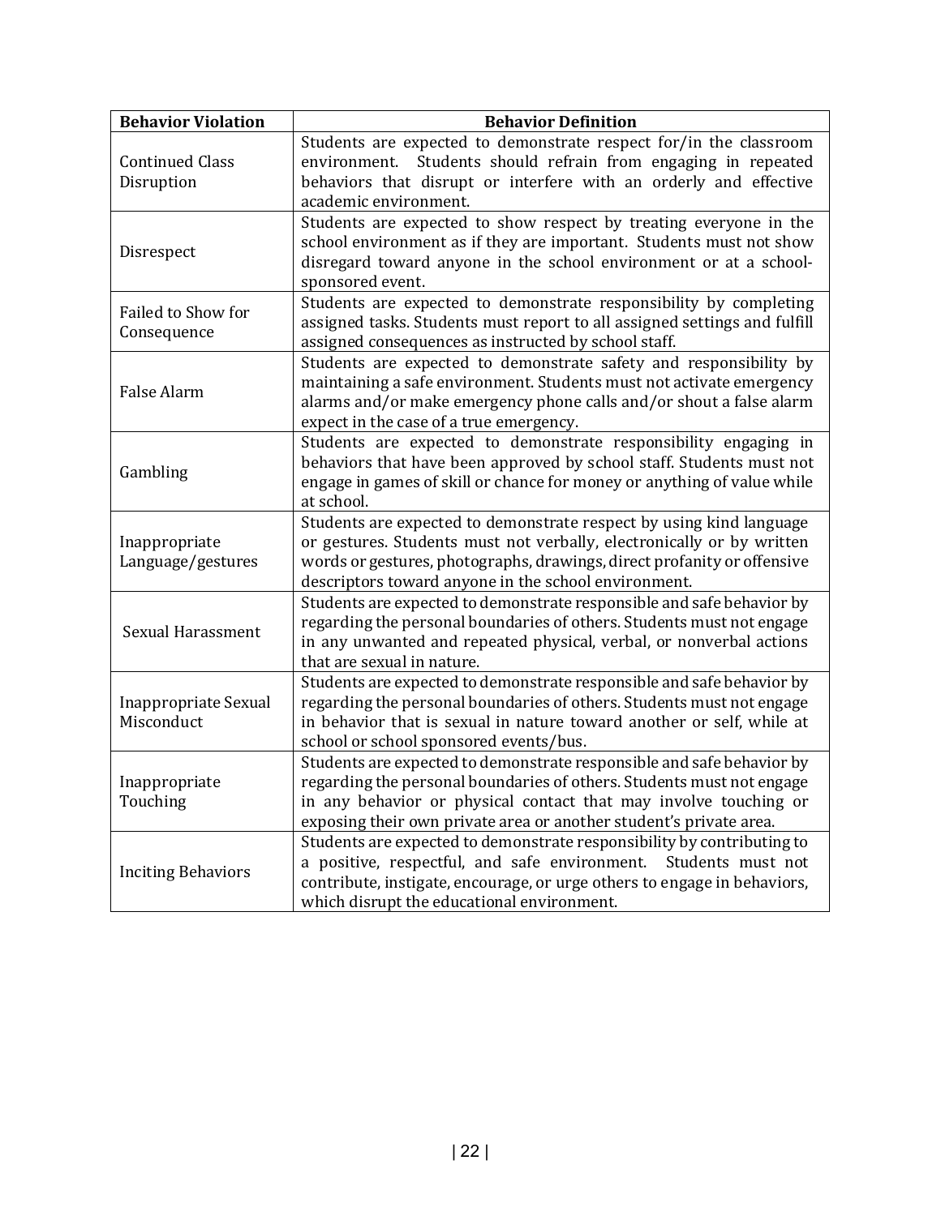| Behavior Violation | Behavior Definition |
|---|---|
| Continued Class Disruption | Students are expected to demonstrate respect for/in the classroom environment. Students should refrain from engaging in repeated behaviors that disrupt or interfere with an orderly and effective academic environment. |
| Disrespect | Students are expected to show respect by treating everyone in the school environment as if they are important. Students must not show disregard toward anyone in the school environment or at a school-sponsored event. |
| Failed to Show for Consequence | Students are expected to demonstrate responsibility by completing assigned tasks. Students must report to all assigned settings and fulfill assigned consequences as instructed by school staff. |
| False Alarm | Students are expected to demonstrate safety and responsibility by maintaining a safe environment. Students must not activate emergency alarms and/or make emergency phone calls and/or shout a false alarm expect in the case of a true emergency. |
| Gambling | Students are expected to demonstrate responsibility engaging in behaviors that have been approved by school staff. Students must not engage in games of skill or chance for money or anything of value while at school. |
| Inappropriate Language/gestures | Students are expected to demonstrate respect by using kind language or gestures. Students must not verbally, electronically or by written words or gestures, photographs, drawings, direct profanity or offensive descriptors toward anyone in the school environment. |
| Sexual Harassment | Students are expected to demonstrate responsible and safe behavior by regarding the personal boundaries of others. Students must not engage in any unwanted and repeated physical, verbal, or nonverbal actions that are sexual in nature. |
| Inappropriate Sexual Misconduct | Students are expected to demonstrate responsible and safe behavior by regarding the personal boundaries of others. Students must not engage in behavior that is sexual in nature toward another or self, while at school or school sponsored events/bus. |
| Inappropriate Touching | Students are expected to demonstrate responsible and safe behavior by regarding the personal boundaries of others. Students must not engage in any behavior or physical contact that may involve touching or exposing their own private area or another student's private area. |
| Inciting Behaviors | Students are expected to demonstrate responsibility by contributing to a positive, respectful, and safe environment. Students must not contribute, instigate, encourage, or urge others to engage in behaviors, which disrupt the educational environment. |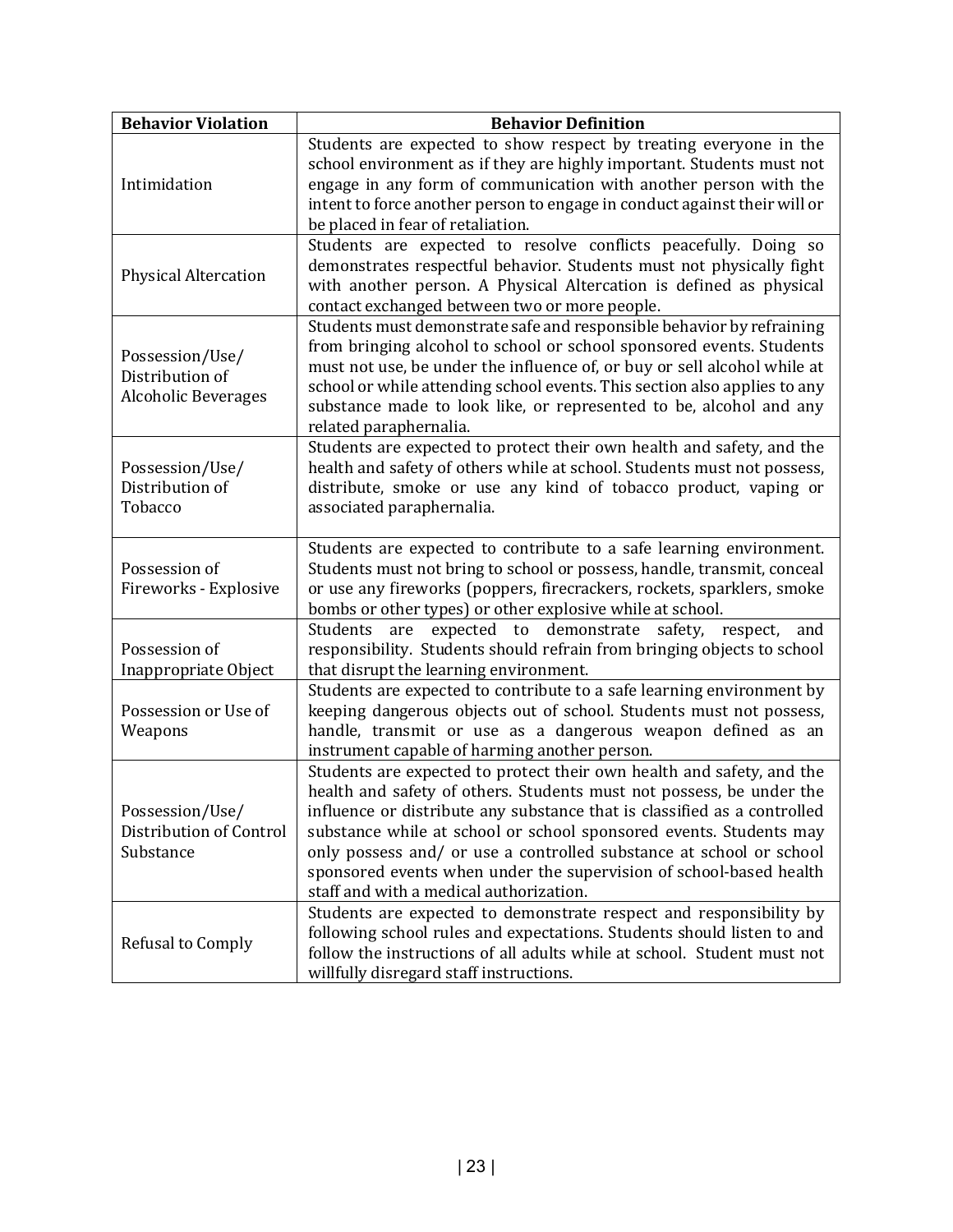| Behavior Violation | Behavior Definition |
|---|---|
| Intimidation | Students are expected to show respect by treating everyone in the school environment as if they are highly important. Students must not engage in any form of communication with another person with the intent to force another person to engage in conduct against their will or be placed in fear of retaliation. |
| Physical Altercation | Students are expected to resolve conflicts peacefully. Doing so demonstrates respectful behavior. Students must not physically fight with another person. A Physical Altercation is defined as physical contact exchanged between two or more people. |
| Possession/Use/ Distribution of Alcoholic Beverages | Students must demonstrate safe and responsible behavior by refraining from bringing alcohol to school or school sponsored events. Students must not use, be under the influence of, or buy or sell alcohol while at school or while attending school events. This section also applies to any substance made to look like, or represented to be, alcohol and any related paraphernalia. |
| Possession/Use/ Distribution of Tobacco | Students are expected to protect their own health and safety, and the health and safety of others while at school. Students must not possess, distribute, smoke or use any kind of tobacco product, vaping or associated paraphernalia. |
| Possession of Fireworks - Explosive | Students are expected to contribute to a safe learning environment. Students must not bring to school or possess, handle, transmit, conceal or use any fireworks (poppers, firecrackers, rockets, sparklers, smoke bombs or other types) or other explosive while at school. |
| Possession of Inappropriate Object | Students are expected to demonstrate safety, respect, and responsibility. Students should refrain from bringing objects to school that disrupt the learning environment. |
| Possession or Use of Weapons | Students are expected to contribute to a safe learning environment by keeping dangerous objects out of school. Students must not possess, handle, transmit or use as a dangerous weapon defined as an instrument capable of harming another person. |
| Possession/Use/ Distribution of Control Substance | Students are expected to protect their own health and safety, and the health and safety of others. Students must not possess, be under the influence or distribute any substance that is classified as a controlled substance while at school or school sponsored events. Students may only possess and/ or use a controlled substance at school or school sponsored events when under the supervision of school-based health staff and with a medical authorization. |
| Refusal to Comply | Students are expected to demonstrate respect and responsibility by following school rules and expectations. Students should listen to and follow the instructions of all adults while at school. Student must not willfully disregard staff instructions. |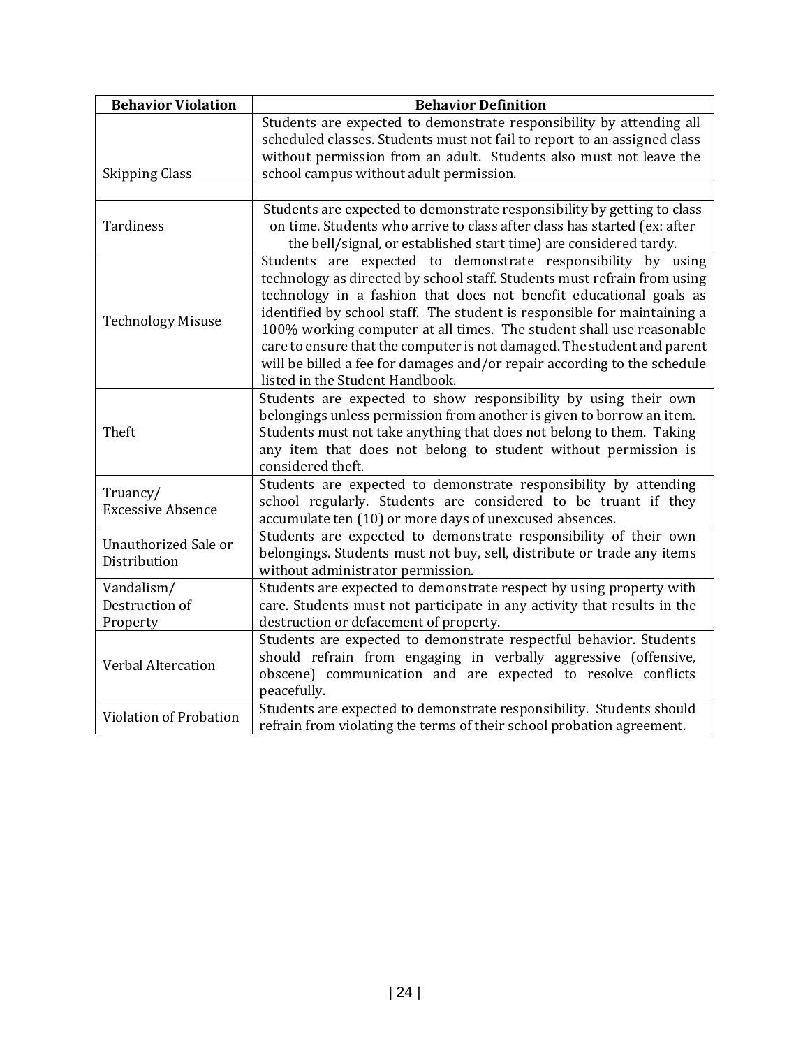| Behavior Violation | Behavior Definition |
|---|---|
| Skipping Class | Students are expected to demonstrate responsibility by attending all scheduled classes. Students must not fail to report to an assigned class without permission from an adult. Students also must not leave the school campus without adult permission. |
| | |
| Tardiness | Students are expected to demonstrate responsibility by getting to class on time. Students who arrive to class after class has started (ex: after the bell/signal, or established start time) are considered tardy. |
| Technology Misuse | Students are expected to demonstrate responsibility by using technology as directed by school staff. Students must refrain from using technology in a fashion that does not benefit educational goals as identified by school staff. The student is responsible for maintaining a 100% working computer at all times. The student shall use reasonable care to ensure that the computer is not damaged. The student and parent will be billed a fee for damages and/or repair according to the schedule listed in the Student Handbook. |
| Theft | Students are expected to show responsibility by using their own belongings unless permission from another is given to borrow an item. Students must not take anything that does not belong to them. Taking any item that does not belong to student without permission is considered theft. |
| Truancy/ Excessive Absence | Students are expected to demonstrate responsibility by attending school regularly. Students are considered to be truant if they accumulate ten (10) or more days of unexcused absences. |
| Unauthorized Sale or Distribution | Students are expected to demonstrate responsibility of their own belongings. Students must not buy, sell, distribute or trade any items without administrator permission. |
| Vandalism/ Destruction of Property | Students are expected to demonstrate respect by using property with care. Students must not participate in any activity that results in the destruction or defacement of property. |
| Verbal Altercation | Students are expected to demonstrate respectful behavior. Students should refrain from engaging in verbally aggressive (offensive, obscene) communication and are expected to resolve conflicts peacefully. |
| Violation of Probation | Students are expected to demonstrate responsibility. Students should refrain from violating the terms of their school probation agreement. |